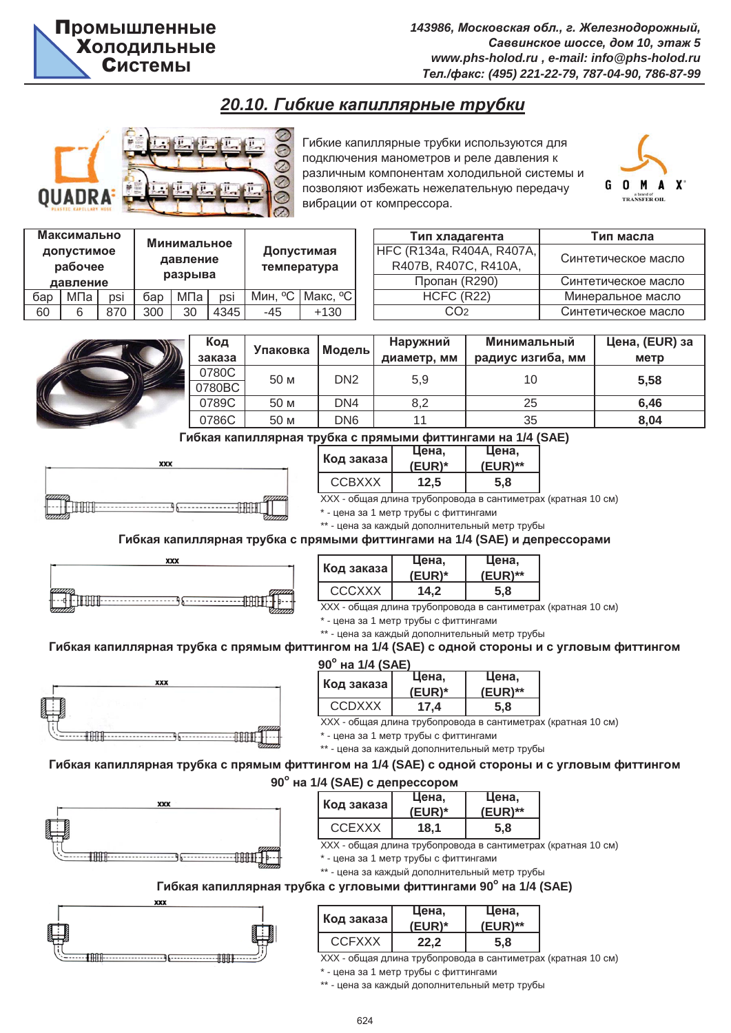## 20.10. Гибкие капиллярные трубки

Гибкие капиллярные трубки используются для подключения манометров и реле давления к различным компонентам холодильной системы и позволяют избежать нежелательную передачу вибрации от компрессора.

| Максимально допустимое рабочее давление | | | Минимальное давление разрыва | | | Допустимая температура | |
|---|---|---|---|---|---|---|---|
| бар | МПа | psi | бар | МПа | psi | Мин, ºС | Макс, ºС |
| 60 | 6 | 870 | 300 | 30 | 4345 | -45 | +130 |

| Тип хладагента | Тип масла |
|---|---|
| HFC (R134a, R404A, R407A, R407B, R407C, R410A, | Синтетическое масло |
| Пропан (R290) | Синтетическое масло |
| HCFC (R22) | Минеральное масло |
| $CO_2$ | Синтетическое масло |

| Код заказа | Упаковка | Модель | Наружний диаметр, мм | Минимальный радиус изгиба, мм | Цена, (EUR) за метр |
|---|---|---|---|---|---|
| 0780C<br>0780BC | 50 м | DN2 | 5,9 | 10 | **5,58** |
| 0789C | 50 м | DN4 | 8,2 | 25 | **6,46** |
| 0786C | 50 м | DN6 | 11 | 35 | **8,04** |

### Гибкая капиллярная трубка с прямыми фиттингами на 1/4 (SAE)

| Код заказа | Цена, (EUR)* | Цена, (EUR)** |
|---|---|---|
| CCBXXX | **12,5** | **5,8** |

XXX - общая длина трубопровода в сантиметрах (кратная 10 см)
\* - цена за 1 метр трубы с фиттингами
\*\* - цена за каждый дополнительный метр трубы

### Гибкая капиллярная трубка с прямыми фиттингами на 1/4 (SAE) и депрессорами

| Код заказа | Цена, (EUR)* | Цена, (EUR)** |
|---|---|---|
| CCCXXX | **14,2** | **5,8** |

XXX - общая длина трубопровода в сантиметрах (кратная 10 см)
\* - цена за 1 метр трубы с фиттингами
\*\* - цена за каждый дополнительный метр трубы

### Гибкая капиллярная трубка с прямым фиттингом на 1/4 (SAE) с одной стороны и с угловым фиттингом 90° на 1/4 (SAE)

| Код заказа | Цена, (EUR)* | Цена, (EUR)** |
|---|---|---|
| CCDXXX | **17,4** | **5,8** |

XXX - общая длина трубопровода в сантиметрах (кратная 10 см)
\* - цена за 1 метр трубы с фиттингами
\*\* - цена за каждый дополнительный метр трубы

### Гибкая капиллярная трубка с прямым фиттингом на 1/4 (SAE) с одной стороны и с угловым фиттингом 90° на 1/4 (SAE) с депрессором

| Код заказа | Цена, (EUR)* | Цена, (EUR)** |
|---|---|---|
| CCEXXX | **18,1** | **5,8** |

XXX - общая длина трубопровода в сантиметрах (кратная 10 см)
\* - цена за 1 метр трубы с фиттингами
\*\* - цена за каждый дополнительный метр трубы

### Гибкая капиллярная трубка с угловыми фиттингами 90° на 1/4 (SAE)

| Код заказа | Цена, (EUR)* | Цена, (EUR)** |
|---|---|---|
| CCFXXX | **22,2** | **5,8** |

XXX - общая длина трубопровода в сантиметрах (кратная 10 см)
\* - цена за 1 метр трубы с фиттингами
\*\* - цена за каждый дополнительный метр трубы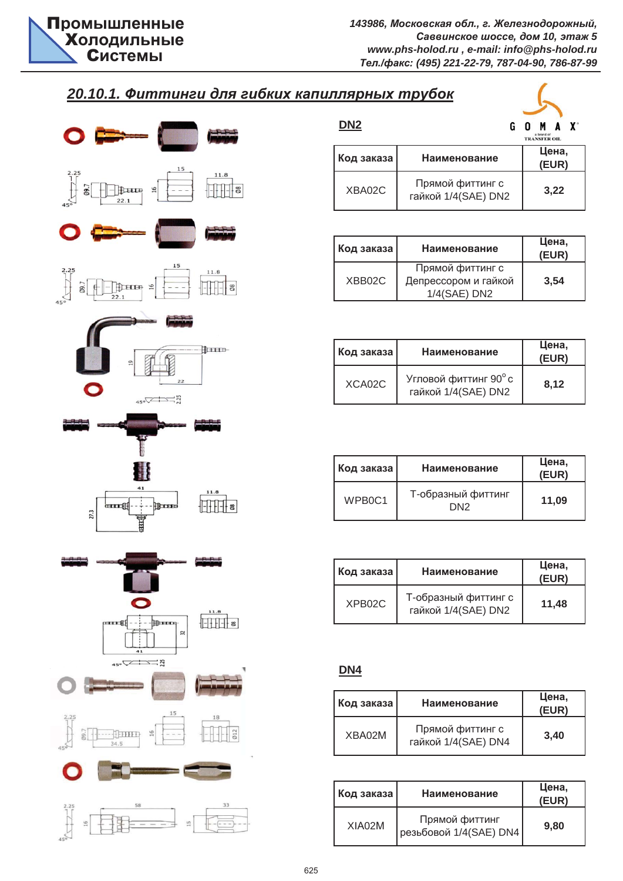## 20.10.1. Фиттинги для гибких капиллярных трубок

### DN2

| Код заказа | Наименование | Цена, (EUR) |
|---|---|---|
| XBA02C | Прямой фиттинг с гайкой 1/4(SAE) DN2 | 3,22 |

| Код заказа | Наименование | Цена, (EUR) |
|---|---|---|
| XBB02C | Прямой фиттинг с Депрессором и гайкой 1/4(SAE) DN2 | 3,54 |

| Код заказа | Наименование | Цена, (EUR) |
|---|---|---|
| XCA02C | Угловой фиттинг 90°с гайкой 1/4(SAE) DN2 | 8,12 |

| Код заказа | Наименование | Цена, (EUR) |
|---|---|---|
| WPB0C1 | Т-образный фиттинг DN2 | 11,09 |

| Код заказа | Наименование | Цена, (EUR) |
|---|---|---|
| XPB02C | Т-образный фиттинг с гайкой 1/4(SAE) DN2 | 11,48 |

### DN4

| Код заказа | Наименование | Цена, (EUR) |
|---|---|---|
| XBA02M | Прямой фиттинг с гайкой 1/4(SAE) DN4 | 3,40 |

| Код заказа | Наименование | Цена, (EUR) |
|---|---|---|
| XIA02M | Прямой фиттинг резьбовой 1/4(SAE) DN4 | 9,80 |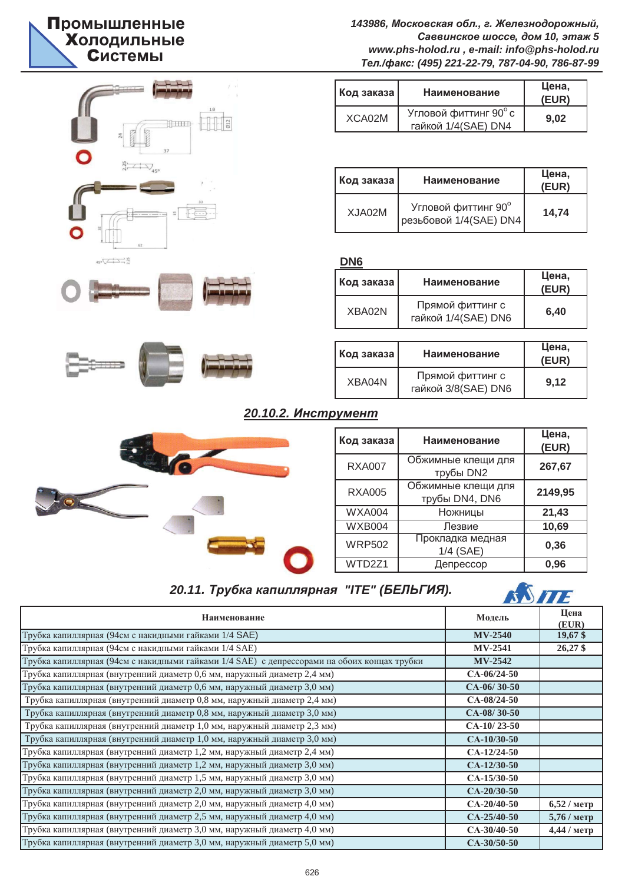| Код заказа | Наименование | Цена, (EUR) |
|---|---|---|
| XCA02M | Угловой фиттинг 90° с гайкой 1/4(SAE) DN4 | 9,02 |

| Код заказа | Наименование | Цена, (EUR) |
|---|---|---|
| XJA02M | Угловой фиттинг 90° резьбовой 1/4(SAE) DN4 | 14,74 |

**DN6**

| Код заказа | Наименование | Цена, (EUR) |
|---|---|---|
| XBA02N | Прямой фиттинг с гайкой 1/4(SAE) DN6 | 6,40 |

| Код заказа | Наименование | Цена, (EUR) |
|---|---|---|
| XBA04N | Прямой фиттинг с гайкой 3/8(SAE) DN6 | 9,12 |

## *20.10.2. Инструмент*

| Код заказа | Наименование | Цена, (EUR) |
|---|---|---|
| RXA007 | Обжимные клещи для трубы DN2 | 267,67 |
| RXA005 | Обжимные клещи для трубы DN4, DN6 | 2149,95 |
| WXA004 | Ножницы | 21,43 |
| WXB004 | Лезвие | 10,69 |
| WRP502 | Прокладка медная 1/4 (SAE) | 0,36 |
| WTD2Z1 | Депрессор | 0,96 |

## *20.11. Трубка капиллярная "ITE" (БЕЛЬГИЯ).*

| Наименование | Модель | Цена (EUR) |
|---|---|---|
| Трубка капиллярная (94см с накидными гайками 1/4 SAE) | MV-2540 | 19,67 $ |
| Трубка капиллярная (94см с накидными гайками 1/4 SAE) | MV-2541 | 26,27 $ |
| Трубка капиллярная (94см с накидными гайками 1/4 SAE) с депрессорами на обоих концах трубки | MV-2542 | |
| Трубка капиллярная (внутренний диаметр 0,6 мм, наружный диаметр 2,4 мм) | CA-06/24-50 | |
| Трубка капиллярная (внутренний диаметр 0,6 мм, наружный диаметр 3,0 мм) | CA-06/ 30-50 | |
| Трубка капиллярная (внутренний диаметр 0,8 мм, наружный диаметр 2,4 мм) | CA-08/24-50 | |
| Трубка капиллярная (внутренний диаметр 0,8 мм, наружный диаметр 3,0 мм) | CA-08/ 30-50 | |
| Трубка капиллярная (внутренний диаметр 1,0 мм, наружный диаметр 2,3 мм) | CA-10/ 23-50 | |
| Трубка капиллярная (внутренний диаметр 1,0 мм, наружный диаметр 3,0 мм) | CA-10/30-50 | |
| Трубка капиллярная (внутренний диаметр 1,2 мм, наружный диаметр 2,4 мм) | CA-12/24-50 | |
| Трубка капиллярная (внутренний диаметр 1,2 мм, наружный диаметр 3,0 мм) | CA-12/30-50 | |
| Трубка капиллярная (внутренний диаметр 1,5 мм, наружный диаметр 3,0 мм) | CA-15/30-50 | |
| Трубка капиллярная (внутренний диаметр 2,0 мм, наружный диаметр 3,0 мм) | CA-20/30-50 | |
| Трубка капиллярная (внутренний диаметр 2,0 мм, наружный диаметр 4,0 мм) | CA-20/40-50 | 6,52 / метр |
| Трубка капиллярная (внутренний диаметр 2,5 мм, наружный диаметр 4,0 мм) | CA-25/40-50 | 5,76 / метр |
| Трубка капиллярная (внутренний диаметр 3,0 мм, наружный диаметр 4,0 мм) | CA-30/40-50 | 4,44 / метр |
| Трубка капиллярная (внутренний диаметр 3,0 мм, наружный диаметр 5,0 мм) | CA-30/50-50 | |